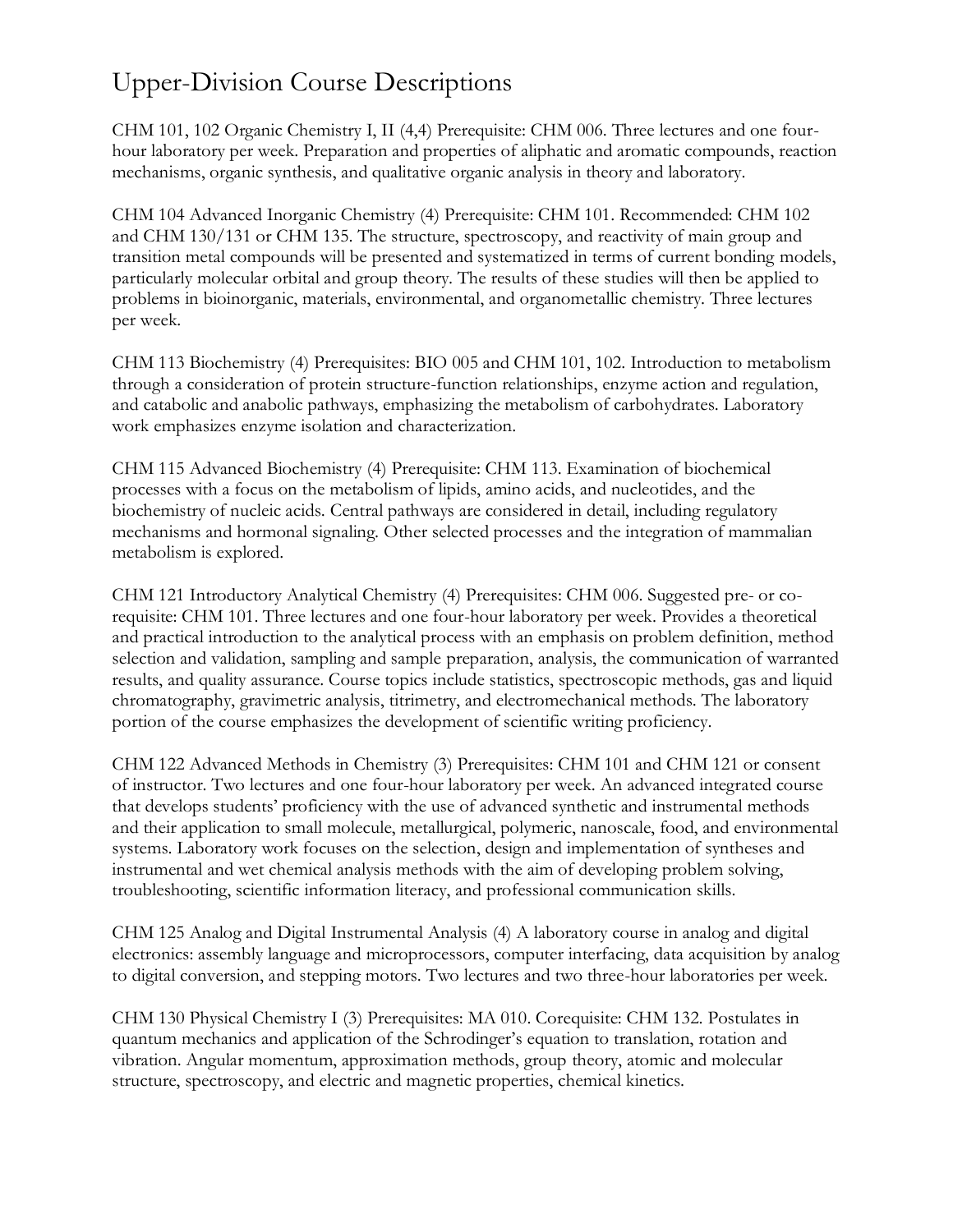# Upper-Division Course Descriptions

CHM 101, 102 Organic Chemistry I, II (4,4) Prerequisite: CHM 006. Three lectures and one four-hour laboratory per week. Preparation and properties of aliphatic and aromatic compounds, reaction mechanisms, organic synthesis, and qualitative organic analysis in theory and laboratory.

CHM 104 Advanced Inorganic Chemistry (4) Prerequisite: CHM 101. Recommended: CHM 102 and CHM 130/131 or CHM 135. The structure, spectroscopy, and reactivity of main group and transition metal compounds will be presented and systematized in terms of current bonding models, particularly molecular orbital and group theory. The results of these studies will then be applied to problems in bioinorganic, materials, environmental, and organometallic chemistry. Three lectures per week.

CHM 113 Biochemistry (4) Prerequisites: BIO 005 and CHM 101, 102. Introduction to metabolism through a consideration of protein structure-function relationships, enzyme action and regulation, and catabolic and anabolic pathways, emphasizing the metabolism of carbohydrates. Laboratory work emphasizes enzyme isolation and characterization.

CHM 115 Advanced Biochemistry (4) Prerequisite: CHM 113. Examination of biochemical processes with a focus on the metabolism of lipids, amino acids, and nucleotides, and the biochemistry of nucleic acids. Central pathways are considered in detail, including regulatory mechanisms and hormonal signaling. Other selected processes and the integration of mammalian metabolism is explored.

CHM 121 Introductory Analytical Chemistry (4) Prerequisites: CHM 006. Suggested pre- or co-requisite: CHM 101. Three lectures and one four-hour laboratory per week. Provides a theoretical and practical introduction to the analytical process with an emphasis on problem definition, method selection and validation, sampling and sample preparation, analysis, the communication of warranted results, and quality assurance. Course topics include statistics, spectroscopic methods, gas and liquid chromatography, gravimetric analysis, titrimetry, and electromechanical methods. The laboratory portion of the course emphasizes the development of scientific writing proficiency.

CHM 122 Advanced Methods in Chemistry (3) Prerequisites: CHM 101 and CHM 121 or consent of instructor. Two lectures and one four-hour laboratory per week. An advanced integrated course that develops students' proficiency with the use of advanced synthetic and instrumental methods and their application to small molecule, metallurgical, polymeric, nanoscale, food, and environmental systems. Laboratory work focuses on the selection, design and implementation of syntheses and instrumental and wet chemical analysis methods with the aim of developing problem solving, troubleshooting, scientific information literacy, and professional communication skills.

CHM 125 Analog and Digital Instrumental Analysis (4) A laboratory course in analog and digital electronics: assembly language and microprocessors, computer interfacing, data acquisition by analog to digital conversion, and stepping motors. Two lectures and two three-hour laboratories per week.

CHM 130 Physical Chemistry I (3) Prerequisites: MA 010. Corequisite: CHM 132. Postulates in quantum mechanics and application of the Schrodinger's equation to translation, rotation and vibration. Angular momentum, approximation methods, group theory, atomic and molecular structure, spectroscopy, and electric and magnetic properties, chemical kinetics.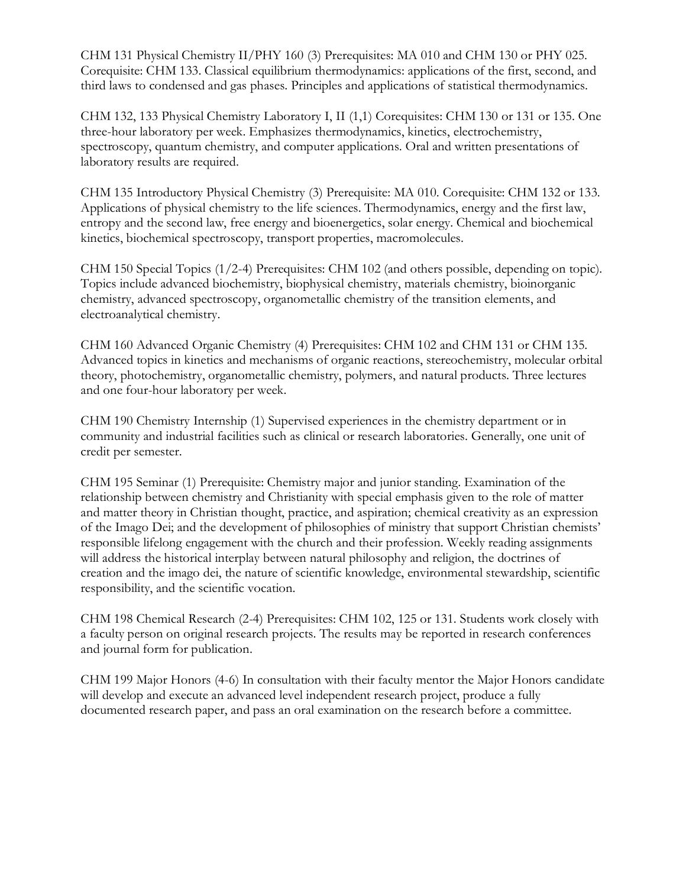CHM 131 Physical Chemistry II/PHY 160 (3) Prerequisites: MA 010 and CHM 130 or PHY 025. Corequisite: CHM 133. Classical equilibrium thermodynamics: applications of the first, second, and third laws to condensed and gas phases. Principles and applications of statistical thermodynamics.

CHM 132, 133 Physical Chemistry Laboratory I, II (1,1) Corequisites: CHM 130 or 131 or 135. One three-hour laboratory per week. Emphasizes thermodynamics, kinetics, electrochemistry, spectroscopy, quantum chemistry, and computer applications. Oral and written presentations of laboratory results are required.

CHM 135 Introductory Physical Chemistry (3) Prerequisite: MA 010. Corequisite: CHM 132 or 133. Applications of physical chemistry to the life sciences. Thermodynamics, energy and the first law, entropy and the second law, free energy and bioenergetics, solar energy. Chemical and biochemical kinetics, biochemical spectroscopy, transport properties, macromolecules.

CHM 150 Special Topics (1/2-4) Prerequisites: CHM 102 (and others possible, depending on topic). Topics include advanced biochemistry, biophysical chemistry, materials chemistry, bioinorganic chemistry, advanced spectroscopy, organometallic chemistry of the transition elements, and electroanalytical chemistry.

CHM 160 Advanced Organic Chemistry (4) Prerequisites: CHM 102 and CHM 131 or CHM 135. Advanced topics in kinetics and mechanisms of organic reactions, stereochemistry, molecular orbital theory, photochemistry, organometallic chemistry, polymers, and natural products. Three lectures and one four-hour laboratory per week.

CHM 190 Chemistry Internship (1) Supervised experiences in the chemistry department or in community and industrial facilities such as clinical or research laboratories. Generally, one unit of credit per semester.

CHM 195 Seminar (1) Prerequisite: Chemistry major and junior standing. Examination of the relationship between chemistry and Christianity with special emphasis given to the role of matter and matter theory in Christian thought, practice, and aspiration; chemical creativity as an expression of the Imago Dei; and the development of philosophies of ministry that support Christian chemists' responsible lifelong engagement with the church and their profession. Weekly reading assignments will address the historical interplay between natural philosophy and religion, the doctrines of creation and the imago dei, the nature of scientific knowledge, environmental stewardship, scientific responsibility, and the scientific vocation.

CHM 198 Chemical Research (2-4) Prerequisites: CHM 102, 125 or 131. Students work closely with a faculty person on original research projects. The results may be reported in research conferences and journal form for publication.

CHM 199 Major Honors (4-6) In consultation with their faculty mentor the Major Honors candidate will develop and execute an advanced level independent research project, produce a fully documented research paper, and pass an oral examination on the research before a committee.